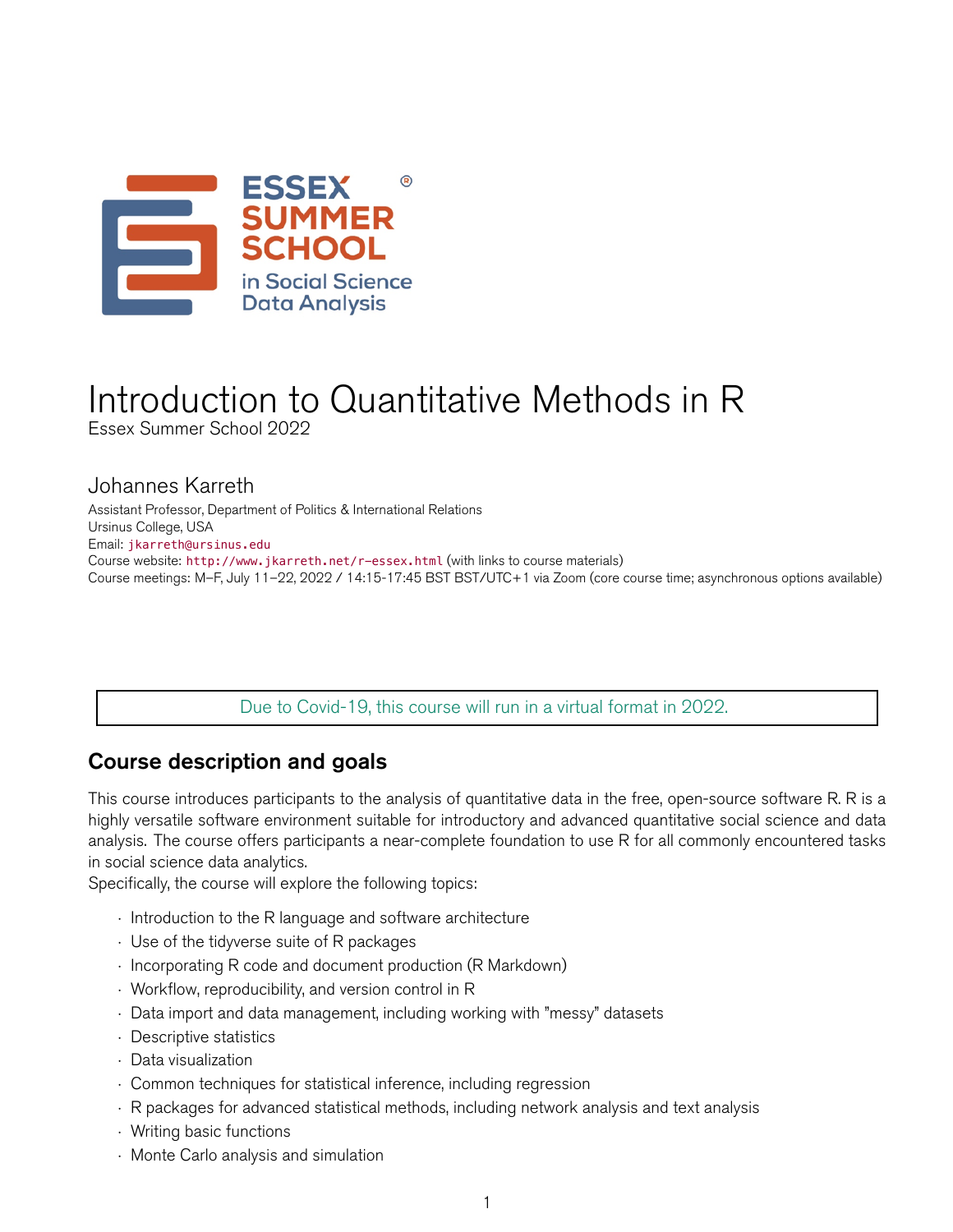# Introduction to Quantitative Methods in R

Essex Summer School 2022

## Johannes Karreth

Assistant Professor, Department of Politics & International Relations
Ursinus College, USA
Email: `jkarreth@ursinus.edu`
Course website: `http://www.jkarreth.net/r-essex.html` (with links to course materials)
Course meetings: M–F, July 11–22, 2022 / 14:15-17:45 BST BST/UTC+1 via Zoom (core course time; asynchronous options available)

Due to Covid-19, this course will run in a virtual format in 2022.

## Course description and goals

This course introduces participants to the analysis of quantitative data in the free, open-source software R. R is a highly versatile software environment suitable for introductory and advanced quantitative social science and data analysis. The course offers participants a near-complete foundation to use R for all commonly encountered tasks in social science data analytics.
Specifically, the course will explore the following topics:

- Introduction to the R language and software architecture
- Use of the tidyverse suite of R packages
- Incorporating R code and document production (R Markdown)
- Workflow, reproducibility, and version control in R
- Data import and data management, including working with "messy" datasets
- Descriptive statistics
- Data visualization
- Common techniques for statistical inference, including regression
- R packages for advanced statistical methods, including network analysis and text analysis
- Writing basic functions
- Monte Carlo analysis and simulation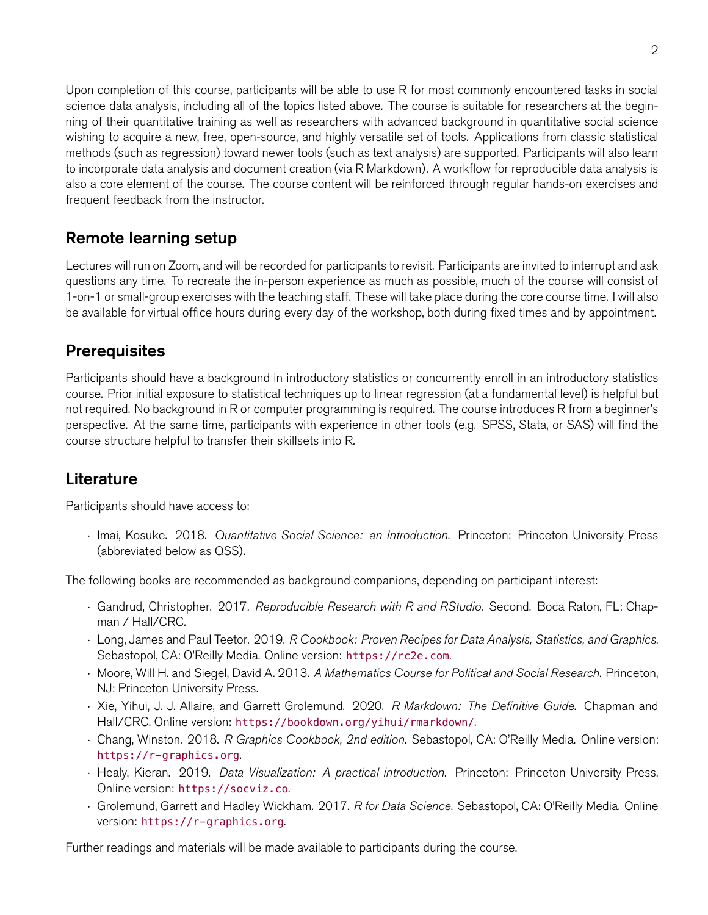Upon completion of this course, participants will be able to use R for most commonly encountered tasks in social science data analysis, including all of the topics listed above. The course is suitable for researchers at the beginning of their quantitative training as well as researchers with advanced background in quantitative social science wishing to acquire a new, free, open-source, and highly versatile set of tools. Applications from classic statistical methods (such as regression) toward newer tools (such as text analysis) are supported. Participants will also learn to incorporate data analysis and document creation (via R Markdown). A workflow for reproducible data analysis is also a core element of the course. The course content will be reinforced through regular hands-on exercises and frequent feedback from the instructor.

## Remote learning setup

Lectures will run on Zoom, and will be recorded for participants to revisit. Participants are invited to interrupt and ask questions any time. To recreate the in-person experience as much as possible, much of the course will consist of 1-on-1 or small-group exercises with the teaching staff. These will take place during the core course time. I will also be available for virtual office hours during every day of the workshop, both during fixed times and by appointment.

## Prerequisites

Participants should have a background in introductory statistics or concurrently enroll in an introductory statistics course. Prior initial exposure to statistical techniques up to linear regression (at a fundamental level) is helpful but not required. No background in R or computer programming is required. The course introduces R from a beginner's perspective. At the same time, participants with experience in other tools (e.g. SPSS, Stata, or SAS) will find the course structure helpful to transfer their skillsets into R.

## Literature

Participants should have access to:

- Imai, Kosuke. 2018. *Quantitative Social Science: an Introduction*. Princeton: Princeton University Press (abbreviated below as QSS).

The following books are recommended as background companions, depending on participant interest:

- Gandrud, Christopher. 2017. *Reproducible Research with R and RStudio*. Second. Boca Raton, FL: Chapman / Hall/CRC.
- Long, James and Paul Teetor. 2019. *R Cookbook: Proven Recipes for Data Analysis, Statistics, and Graphics*. Sebastopol, CA: O'Reilly Media. Online version: `https://rc2e.com`.
- Moore, Will H. and Siegel, David A. 2013. *A Mathematics Course for Political and Social Research*. Princeton, NJ: Princeton University Press.
- Xie, Yihui, J. J. Allaire, and Garrett Grolemund. 2020. *R Markdown: The Definitive Guide*. Chapman and Hall/CRC. Online version: `https://bookdown.org/yihui/rmarkdown/`.
- Chang, Winston. 2018. *R Graphics Cookbook, 2nd edition*. Sebastopol, CA: O'Reilly Media. Online version: `https://r-graphics.org`.
- Healy, Kieran. 2019. *Data Visualization: A practical introduction*. Princeton: Princeton University Press. Online version: `https://socviz.co`.
- Grolemund, Garrett and Hadley Wickham. 2017. *R for Data Science*. Sebastopol, CA: O'Reilly Media. Online version: `https://r-graphics.org`.

Further readings and materials will be made available to participants during the course.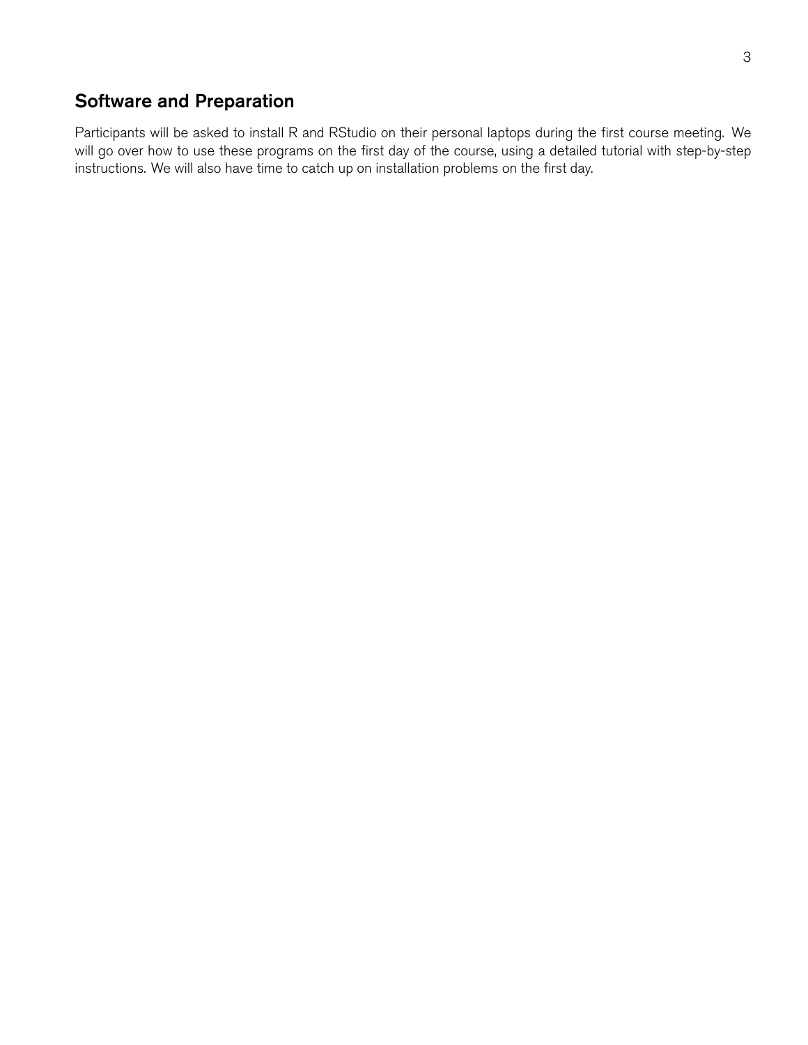## Software and Preparation

Participants will be asked to install R and RStudio on their personal laptops during the first course meeting. We will go over how to use these programs on the first day of the course, using a detailed tutorial with step-by-step instructions. We will also have time to catch up on installation problems on the first day.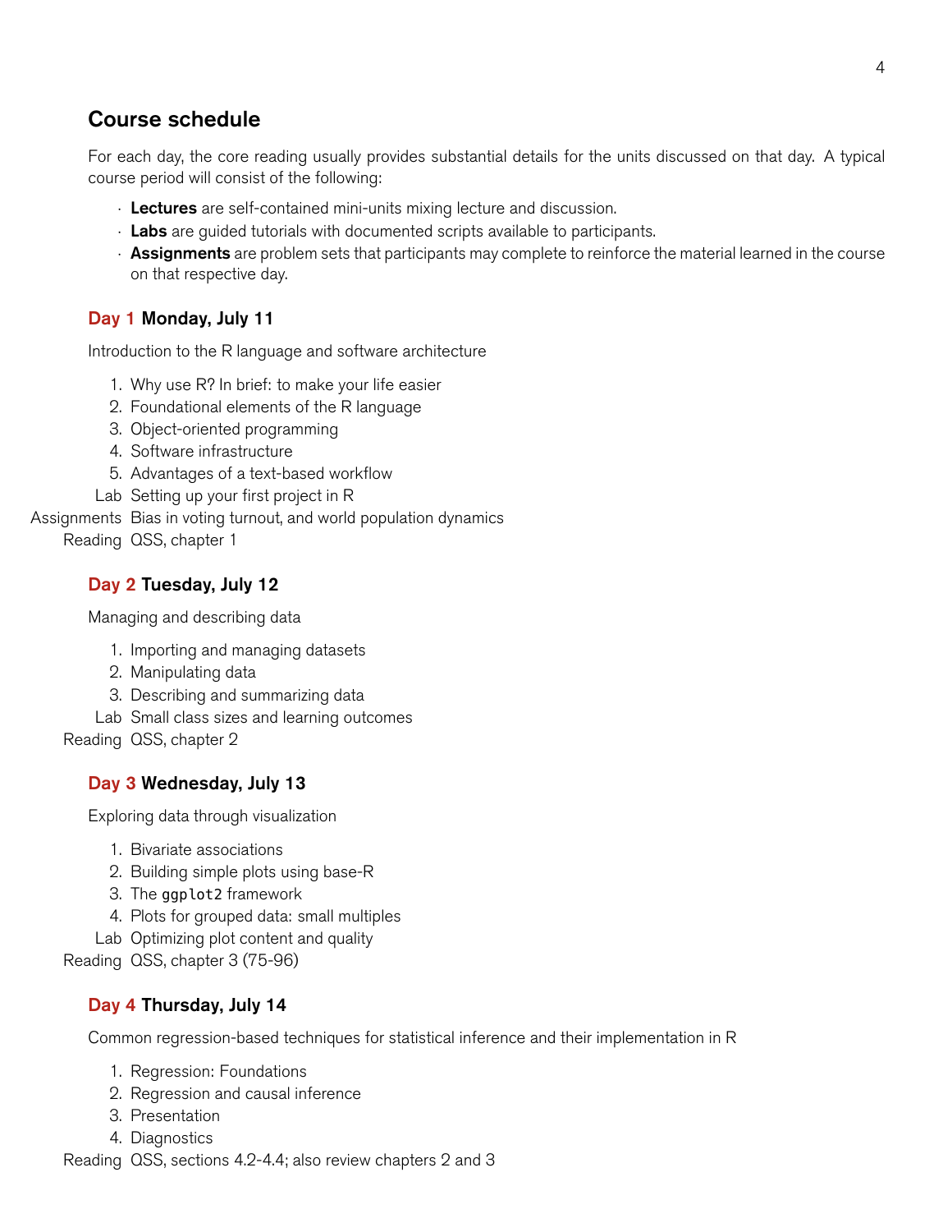## Course schedule

For each day, the core reading usually provides substantial details for the units discussed on that day. A typical course period will consist of the following:

- **Lectures** are self-contained mini-units mixing lecture and discussion.
- **Labs** are guided tutorials with documented scripts available to participants.
- **Assignments** are problem sets that participants may complete to reinforce the material learned in the course on that respective day.

### Day 1 Monday, July 11

Introduction to the R language and software architecture

1. Why use R? In brief: to make your life easier
2. Foundational elements of the R language
3. Object-oriented programming
4. Software infrastructure
5. Advantages of a text-based workflow

Lab Setting up your first project in R

Assignments Bias in voting turnout, and world population dynamics

Reading QSS, chapter 1

### Day 2 Tuesday, July 12

Managing and describing data

1. Importing and managing datasets
2. Manipulating data
3. Describing and summarizing data

Lab Small class sizes and learning outcomes

Reading QSS, chapter 2

### Day 3 Wednesday, July 13

Exploring data through visualization

1. Bivariate associations
2. Building simple plots using base-R
3. The `ggplot2` framework
4. Plots for grouped data: small multiples

Lab Optimizing plot content and quality

Reading QSS, chapter 3 (75-96)

### Day 4 Thursday, July 14

Common regression-based techniques for statistical inference and their implementation in R

1. Regression: Foundations
2. Regression and causal inference
3. Presentation
4. Diagnostics

Reading QSS, sections 4.2-4.4; also review chapters 2 and 3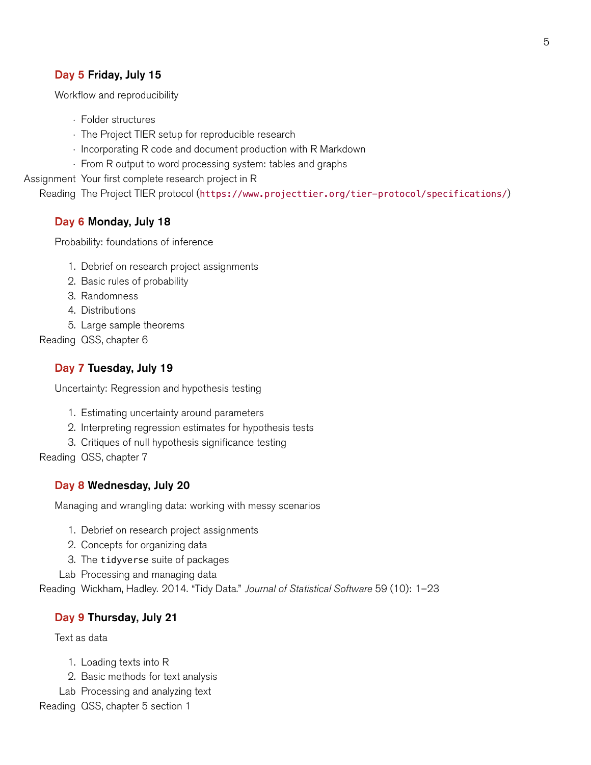### Day 5 Friday, July 15

Workflow and reproducibility

- Folder structures
- The Project TIER setup for reproducible research
- Incorporating R code and document production with R Markdown
- From R output to word processing system: tables and graphs

Assignment: Your first complete research project in R

Reading: The Project TIER protocol (`https://www.projecttier.org/tier-protocol/specifications/`)

### Day 6 Monday, July 18

Probability: foundations of inference

1. Debrief on research project assignments
2. Basic rules of probability
3. Randomness
4. Distributions
5. Large sample theorems

Reading: QSS, chapter 6

### Day 7 Tuesday, July 19

Uncertainty: Regression and hypothesis testing

1. Estimating uncertainty around parameters
2. Interpreting regression estimates for hypothesis tests
3. Critiques of null hypothesis significance testing

Reading: QSS, chapter 7

### Day 8 Wednesday, July 20

Managing and wrangling data: working with messy scenarios

1. Debrief on research project assignments
2. Concepts for organizing data
3. The `tidyverse` suite of packages

Lab: Processing and managing data

Reading: Wickham, Hadley. 2014. "Tidy Data." *Journal of Statistical Software* 59 (10): 1–23

### Day 9 Thursday, July 21

Text as data

1. Loading texts into R
2. Basic methods for text analysis

Lab: Processing and analyzing text

Reading: QSS, chapter 5 section 1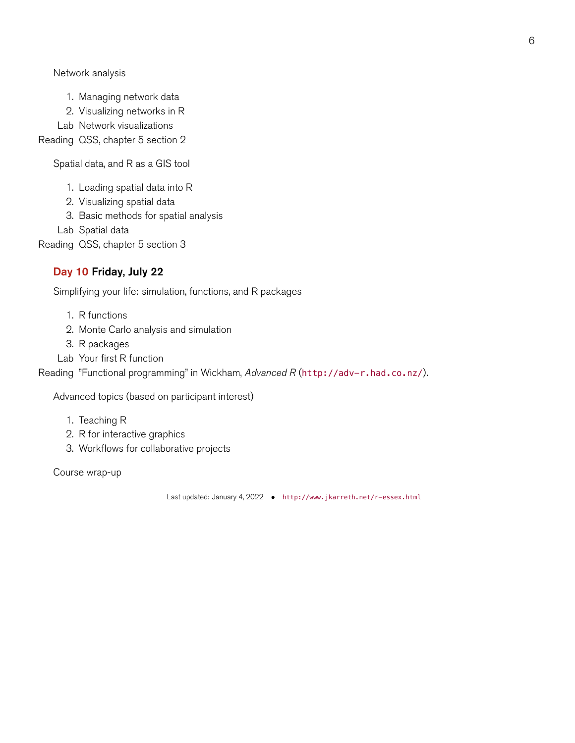Network analysis

1. Managing network data
2. Visualizing networks in R

Lab Network visualizations

Reading QSS, chapter 5 section 2

Spatial data, and R as a GIS tool

1. Loading spatial data into R
2. Visualizing spatial data
3. Basic methods for spatial analysis

Lab Spatial data

Reading QSS, chapter 5 section 3

### Day 10 Friday, July 22

Simplifying your life: simulation, functions, and R packages

1. R functions
2. Monte Carlo analysis and simulation
3. R packages

Lab Your first R function

Reading "Functional programming" in Wickham, *Advanced R* (http://adv-r.had.co.nz/).

Advanced topics (based on participant interest)

1. Teaching R
2. R for interactive graphics
3. Workflows for collaborative projects

Course wrap-up

Last updated: January 4, 2022 • http://www.jkarreth.net/r-essex.html